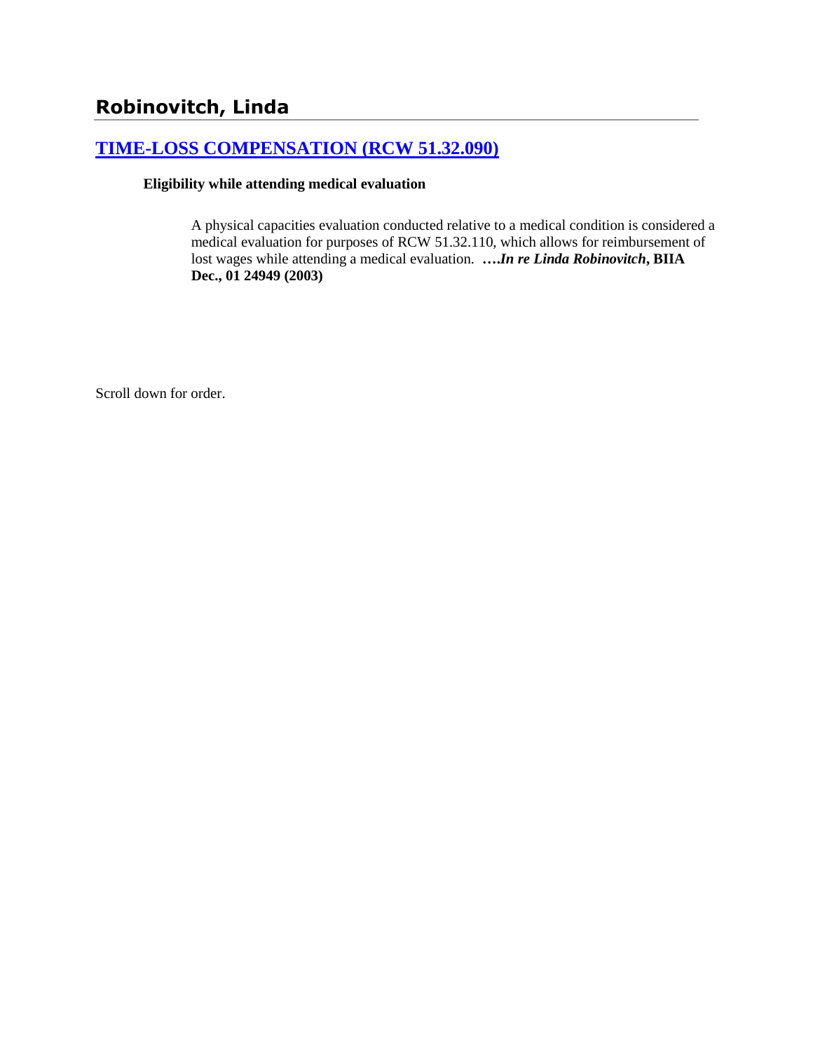# Robinovitch, Linda

## [TIME-LOSS COMPENSATION (RCW 51.32.090)]

**Eligibility while attending medical evaluation**

A physical capacities evaluation conducted relative to a medical condition is considered a medical evaluation for purposes of RCW 51.32.110, which allows for reimbursement of lost wages while attending a medical evaluation. **….*In re Linda Robinovitch*, BIIA Dec., 01 24949 (2003)**

Scroll down for order.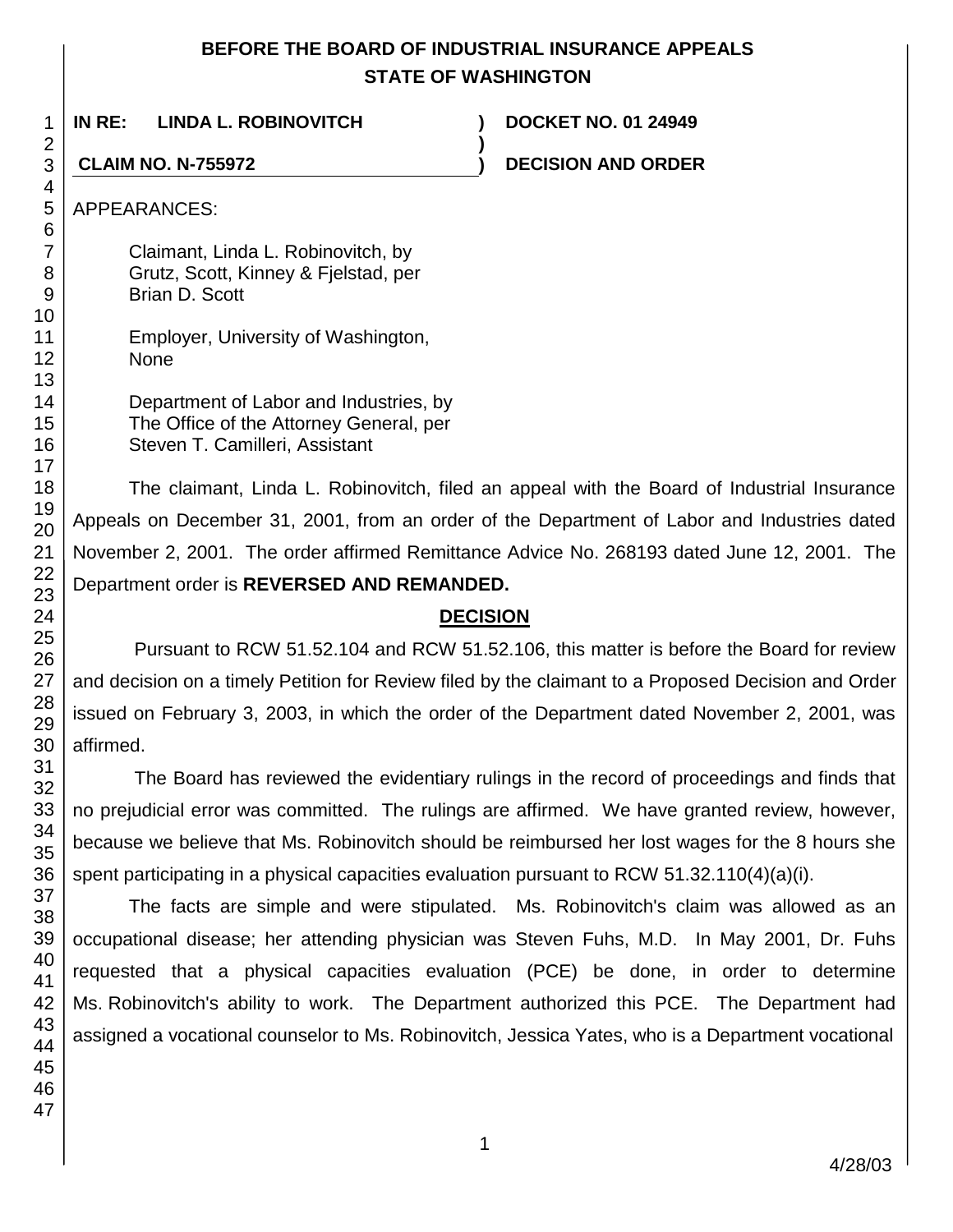**BEFORE THE BOARD OF INDUSTRIAL INSURANCE APPEALS**
**STATE OF WASHINGTON**

| | | |
|---|---|---|
| **IN RE: LINDA L. ROBINOVITCH** | **)** | **DOCKET NO. 01 24949** |
| | **)** | |
| **CLAIM NO. N-755972** | **)** | **DECISION AND ORDER** |

APPEARANCES:

Claimant, Linda L. Robinovitch, by
Grutz, Scott, Kinney & Fjelstad, per
Brian D. Scott

Employer, University of Washington,
None

Department of Labor and Industries, by
The Office of the Attorney General, per
Steven T. Camilleri, Assistant

The claimant, Linda L. Robinovitch, filed an appeal with the Board of Industrial Insurance Appeals on December 31, 2001, from an order of the Department of Labor and Industries dated November 2, 2001. The order affirmed Remittance Advice No. 268193 dated June 12, 2001. The Department order is **REVERSED AND REMANDED.**

## DECISION

Pursuant to RCW 51.52.104 and RCW 51.52.106, this matter is before the Board for review and decision on a timely Petition for Review filed by the claimant to a Proposed Decision and Order issued on February 3, 2003, in which the order of the Department dated November 2, 2001, was affirmed.

The Board has reviewed the evidentiary rulings in the record of proceedings and finds that no prejudicial error was committed. The rulings are affirmed. We have granted review, however, because we believe that Ms. Robinovitch should be reimbursed her lost wages for the 8 hours she spent participating in a physical capacities evaluation pursuant to RCW 51.32.110(4)(a)(i).

The facts are simple and were stipulated. Ms. Robinovitch's claim was allowed as an occupational disease; her attending physician was Steven Fuhs, M.D. In May 2001, Dr. Fuhs requested that a physical capacities evaluation (PCE) be done, in order to determine Ms. Robinovitch's ability to work. The Department authorized this PCE. The Department had assigned a vocational counselor to Ms. Robinovitch, Jessica Yates, who is a Department vocational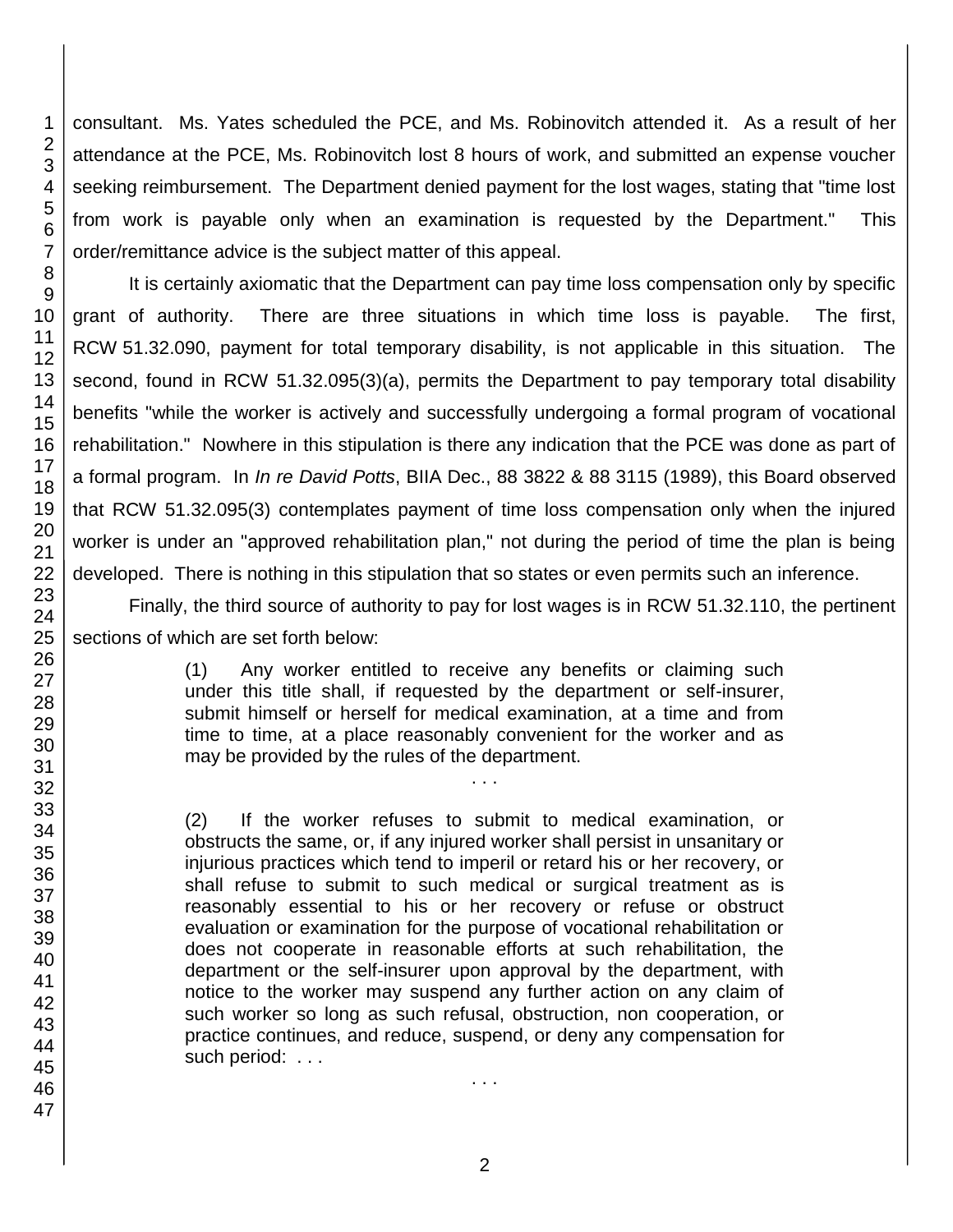consultant. Ms. Yates scheduled the PCE, and Ms. Robinovitch attended it. As a result of her attendance at the PCE, Ms. Robinovitch lost 8 hours of work, and submitted an expense voucher seeking reimbursement. The Department denied payment for the lost wages, stating that "time lost from work is payable only when an examination is requested by the Department." This order/remittance advice is the subject matter of this appeal.

It is certainly axiomatic that the Department can pay time loss compensation only by specific grant of authority. There are three situations in which time loss is payable. The first, RCW 51.32.090, payment for total temporary disability, is not applicable in this situation. The second, found in RCW 51.32.095(3)(a), permits the Department to pay temporary total disability benefits "while the worker is actively and successfully undergoing a formal program of vocational rehabilitation." Nowhere in this stipulation is there any indication that the PCE was done as part of a formal program. In *In re David Potts*, BIIA Dec., 88 3822 & 88 3115 (1989), this Board observed that RCW 51.32.095(3) contemplates payment of time loss compensation only when the injured worker is under an "approved rehabilitation plan," not during the period of time the plan is being developed. There is nothing in this stipulation that so states or even permits such an inference.

Finally, the third source of authority to pay for lost wages is in RCW 51.32.110, the pertinent sections of which are set forth below:

> (1) Any worker entitled to receive any benefits or claiming such under this title shall, if requested by the department or self-insurer, submit himself or herself for medical examination, at a time and from time to time, at a place reasonably convenient for the worker and as may be provided by the rules of the department.
>
> . . .
>
> (2) If the worker refuses to submit to medical examination, or obstructs the same, or, if any injured worker shall persist in unsanitary or injurious practices which tend to imperil or retard his or her recovery, or shall refuse to submit to such medical or surgical treatment as is reasonably essential to his or her recovery or refuse or obstruct evaluation or examination for the purpose of vocational rehabilitation or does not cooperate in reasonable efforts at such rehabilitation, the department or the self-insurer upon approval by the department, with notice to the worker may suspend any further action on any claim of such worker so long as such refusal, obstruction, non cooperation, or practice continues, and reduce, suspend, or deny any compensation for such period: . . .
>
> . . .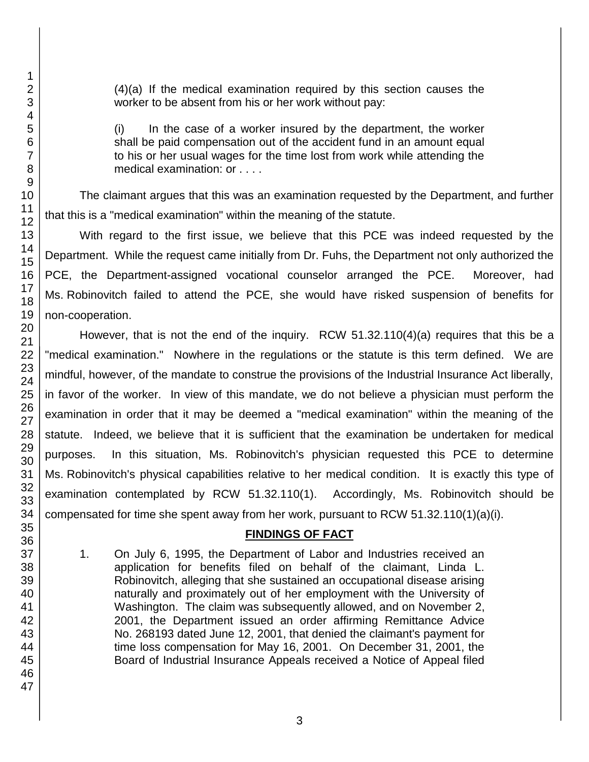> (4)(a) If the medical examination required by this section causes the worker to be absent from his or her work without pay:
>
> (i) In the case of a worker insured by the department, the worker shall be paid compensation out of the accident fund in an amount equal to his or her usual wages for the time lost from work while attending the medical examination: or . . . .

The claimant argues that this was an examination requested by the Department, and further that this is a "medical examination" within the meaning of the statute.

With regard to the first issue, we believe that this PCE was indeed requested by the Department. While the request came initially from Dr. Fuhs, the Department not only authorized the PCE, the Department-assigned vocational counselor arranged the PCE. Moreover, had Ms. Robinovitch failed to attend the PCE, she would have risked suspension of benefits for non-cooperation.

However, that is not the end of the inquiry. RCW 51.32.110(4)(a) requires that this be a "medical examination." Nowhere in the regulations or the statute is this term defined. We are mindful, however, of the mandate to construe the provisions of the Industrial Insurance Act liberally, in favor of the worker. In view of this mandate, we do not believe a physician must perform the examination in order that it may be deemed a "medical examination" within the meaning of the statute. Indeed, we believe that it is sufficient that the examination be undertaken for medical purposes. In this situation, Ms. Robinovitch's physician requested this PCE to determine Ms. Robinovitch's physical capabilities relative to her medical condition. It is exactly this type of examination contemplated by RCW 51.32.110(1). Accordingly, Ms. Robinovitch should be compensated for time she spent away from her work, pursuant to RCW 51.32.110(1)(a)(i).

## FINDINGS OF FACT

1. On July 6, 1995, the Department of Labor and Industries received an application for benefits filed on behalf of the claimant, Linda L. Robinovitch, alleging that she sustained an occupational disease arising naturally and proximately out of her employment with the University of Washington. The claim was subsequently allowed, and on November 2, 2001, the Department issued an order affirming Remittance Advice No. 268193 dated June 12, 2001, that denied the claimant's payment for time loss compensation for May 16, 2001. On December 31, 2001, the Board of Industrial Insurance Appeals received a Notice of Appeal filed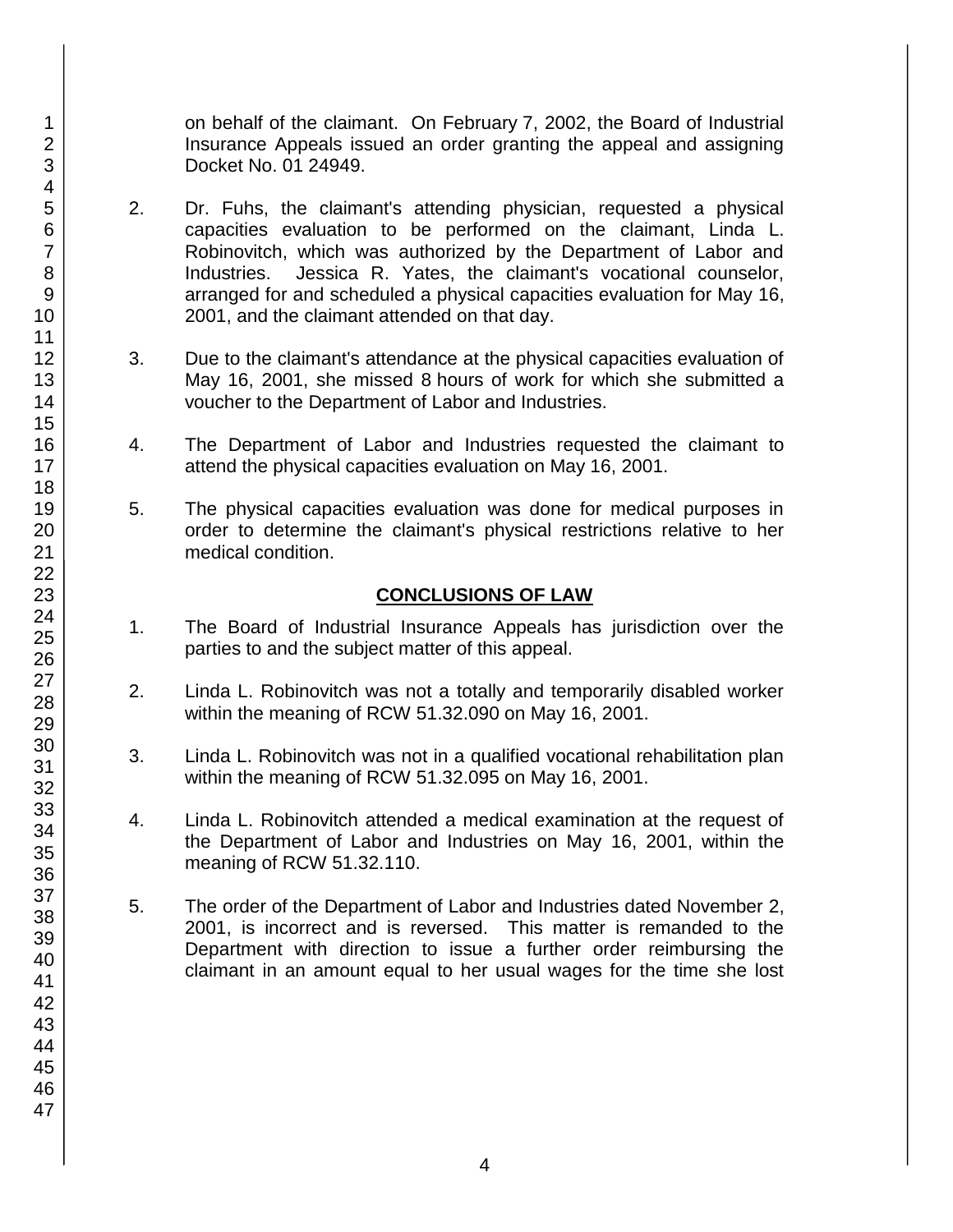on behalf of the claimant. On February 7, 2002, the Board of Industrial Insurance Appeals issued an order granting the appeal and assigning Docket No. 01 24949.

2. Dr. Fuhs, the claimant's attending physician, requested a physical capacities evaluation to be performed on the claimant, Linda L. Robinovitch, which was authorized by the Department of Labor and Industries. Jessica R. Yates, the claimant's vocational counselor, arranged for and scheduled a physical capacities evaluation for May 16, 2001, and the claimant attended on that day.

3. Due to the claimant's attendance at the physical capacities evaluation of May 16, 2001, she missed 8 hours of work for which she submitted a voucher to the Department of Labor and Industries.

4. The Department of Labor and Industries requested the claimant to attend the physical capacities evaluation on May 16, 2001.

5. The physical capacities evaluation was done for medical purposes in order to determine the claimant's physical restrictions relative to her medical condition.

## CONCLUSIONS OF LAW

1. The Board of Industrial Insurance Appeals has jurisdiction over the parties to and the subject matter of this appeal.

2. Linda L. Robinovitch was not a totally and temporarily disabled worker within the meaning of RCW 51.32.090 on May 16, 2001.

3. Linda L. Robinovitch was not in a qualified vocational rehabilitation plan within the meaning of RCW 51.32.095 on May 16, 2001.

4. Linda L. Robinovitch attended a medical examination at the request of the Department of Labor and Industries on May 16, 2001, within the meaning of RCW 51.32.110.

5. The order of the Department of Labor and Industries dated November 2, 2001, is incorrect and is reversed. This matter is remanded to the Department with direction to issue a further order reimbursing the claimant in an amount equal to her usual wages for the time she lost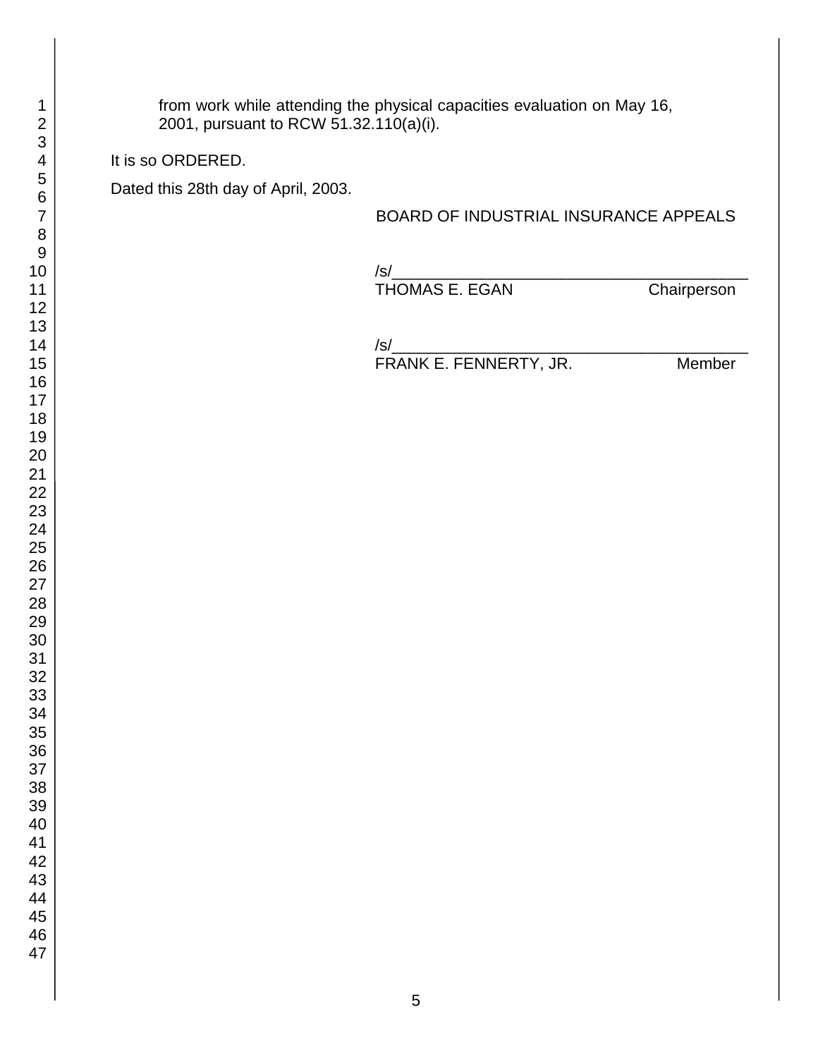from work while attending the physical capacities evaluation on May 16, 2001, pursuant to RCW 51.32.110(a)(i).

It is so ORDERED.

Dated this 28th day of April, 2003.

BOARD OF INDUSTRIAL INSURANCE APPEALS

/s/________________________________________
THOMAS E. EGAN Chairperson

/s/________________________________________
FRANK E. FENNERTY, JR. Member